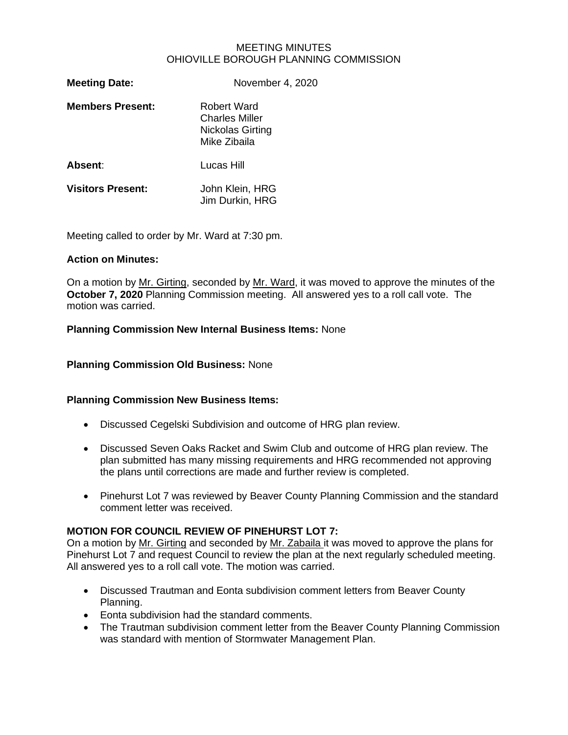MEETING MINUTES
OHIOVILLE BOROUGH PLANNING COMMISSION

**Meeting Date:** November 4, 2020

**Members Present:** Robert Ward
Charles Miller
Nickolas Girting
Mike Zibaila

**Absent**: Lucas Hill

**Visitors Present:** John Klein, HRG
Jim Durkin, HRG

Meeting called to order by Mr. Ward at 7:30 pm.

**Action on Minutes:**

On a motion by Mr. Girting, seconded by Mr. Ward, it was moved to approve the minutes of the **October 7, 2020** Planning Commission meeting. All answered yes to a roll call vote. The motion was carried.

**Planning Commission New Internal Business Items:** None

**Planning Commission Old Business:** None

**Planning Commission New Business Items:**

- Discussed Cegelski Subdivision and outcome of HRG plan review.
- Discussed Seven Oaks Racket and Swim Club and outcome of HRG plan review. The plan submitted has many missing requirements and HRG recommended not approving the plans until corrections are made and further review is completed.
- Pinehurst Lot 7 was reviewed by Beaver County Planning Commission and the standard comment letter was received.

**MOTION FOR COUNCIL REVIEW OF PINEHURST LOT 7:**
On a motion by Mr. Girting and seconded by Mr. Zabaila it was moved to approve the plans for Pinehurst Lot 7 and request Council to review the plan at the next regularly scheduled meeting. All answered yes to a roll call vote. The motion was carried.

- Discussed Trautman and Eonta subdivision comment letters from Beaver County Planning.
- Eonta subdivision had the standard comments.
- The Trautman subdivision comment letter from the Beaver County Planning Commission was standard with mention of Stormwater Management Plan.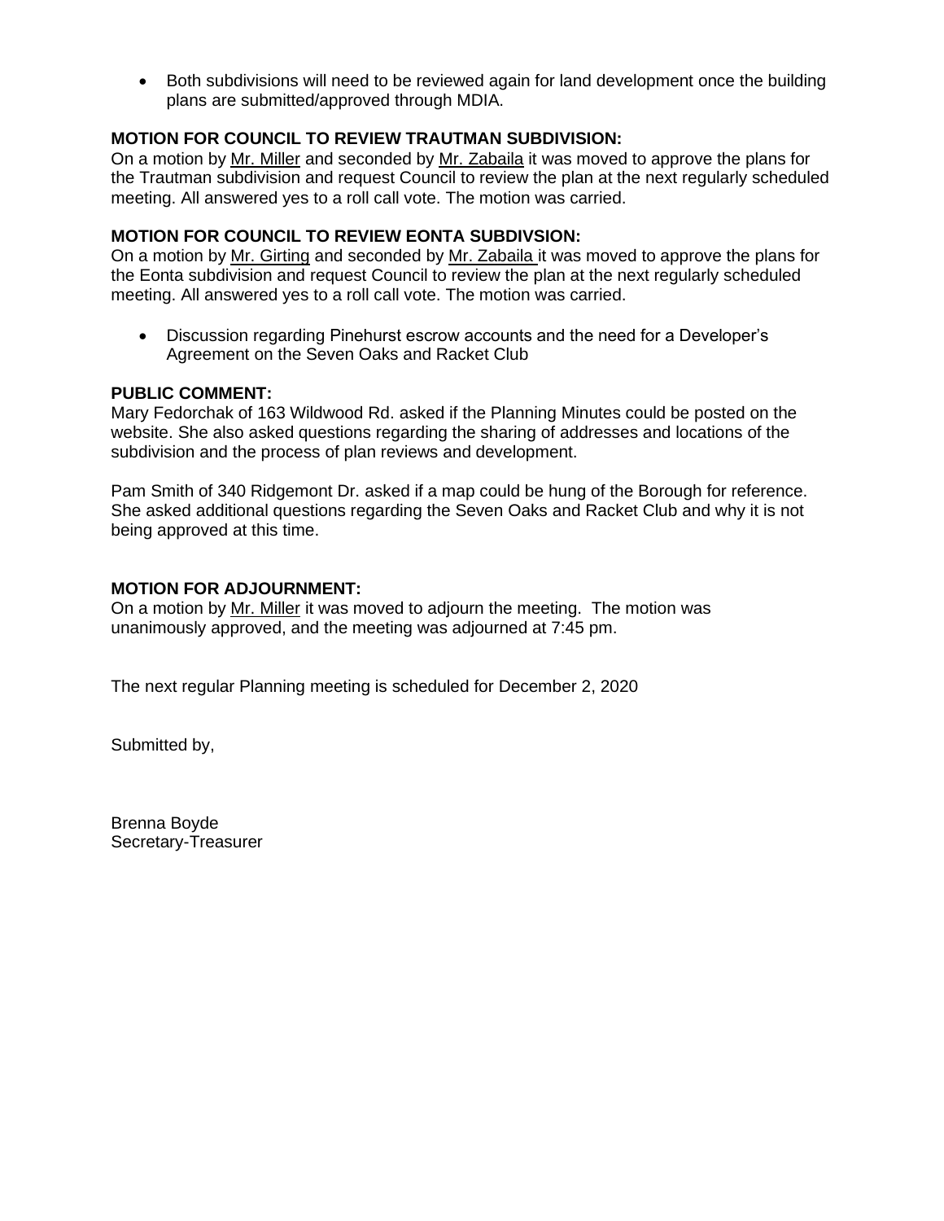- Both subdivisions will need to be reviewed again for land development once the building plans are submitted/approved through MDIA.

**MOTION FOR COUNCIL TO REVIEW TRAUTMAN SUBDIVISION:**
On a motion by Mr. Miller and seconded by Mr. Zabaila it was moved to approve the plans for the Trautman subdivision and request Council to review the plan at the next regularly scheduled meeting. All answered yes to a roll call vote. The motion was carried.

**MOTION FOR COUNCIL TO REVIEW EONTA SUBDIVSION:**
On a motion by Mr. Girting and seconded by Mr. Zabaila it was moved to approve the plans for the Eonta subdivision and request Council to review the plan at the next regularly scheduled meeting. All answered yes to a roll call vote. The motion was carried.

- Discussion regarding Pinehurst escrow accounts and the need for a Developer's Agreement on the Seven Oaks and Racket Club

**PUBLIC COMMENT:**
Mary Fedorchak of 163 Wildwood Rd. asked if the Planning Minutes could be posted on the website. She also asked questions regarding the sharing of addresses and locations of the subdivision and the process of plan reviews and development.

Pam Smith of 340 Ridgemont Dr. asked if a map could be hung of the Borough for reference. She asked additional questions regarding the Seven Oaks and Racket Club and why it is not being approved at this time.

**MOTION FOR ADJOURNMENT:**
On a motion by Mr. Miller it was moved to adjourn the meeting. The motion was unanimously approved, and the meeting was adjourned at 7:45 pm.

The next regular Planning meeting is scheduled for December 2, 2020

Submitted by,

Brenna Boyde
Secretary-Treasurer